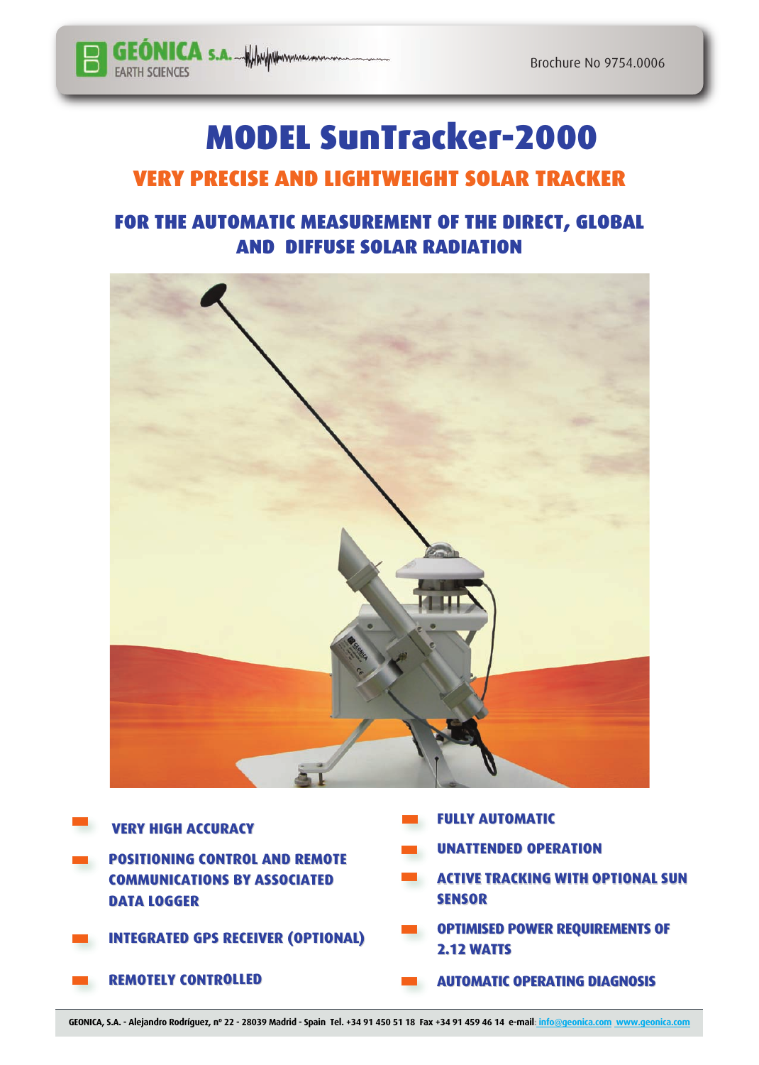Brochure No 9754.0006

# MODEL SunTracker-2000

## VERY PRECISE AND LIGHTWEIGHT SOLAR TRACKER

## FOR THE AUTOMATIC MEASUREMENT OF THE DIRECT, GLOBAL AND DIFFUSE SOLAR RADIATION

- VERY HIGH ACCURACY
- POSITIONING CONTROL AND REMOTE COMMUNICATIONS BY ASSOCIATED DATA LOGGER
- INTEGRATED GPS RECEIVER (OPTIONAL)
- REMOTELY CONTROLLED
- FULLY AUTOMATIC
- UNATTENDED OPERATION
- ACTIVE TRACKING WITH OPTIONAL SUN SENSOR
- OPTIMISED POWER REQUIREMENTS OF 2.12 WATTS
- AUTOMATIC OPERATING DIAGNOSIS

GEONICA, S.A. - Alejandro Rodríguez, nº 22 - 28039 Madrid - Spain Tel. +34 91 450 51 18 Fax +34 91 459 46 14 e-mail: info@geonica.com www.geonica.com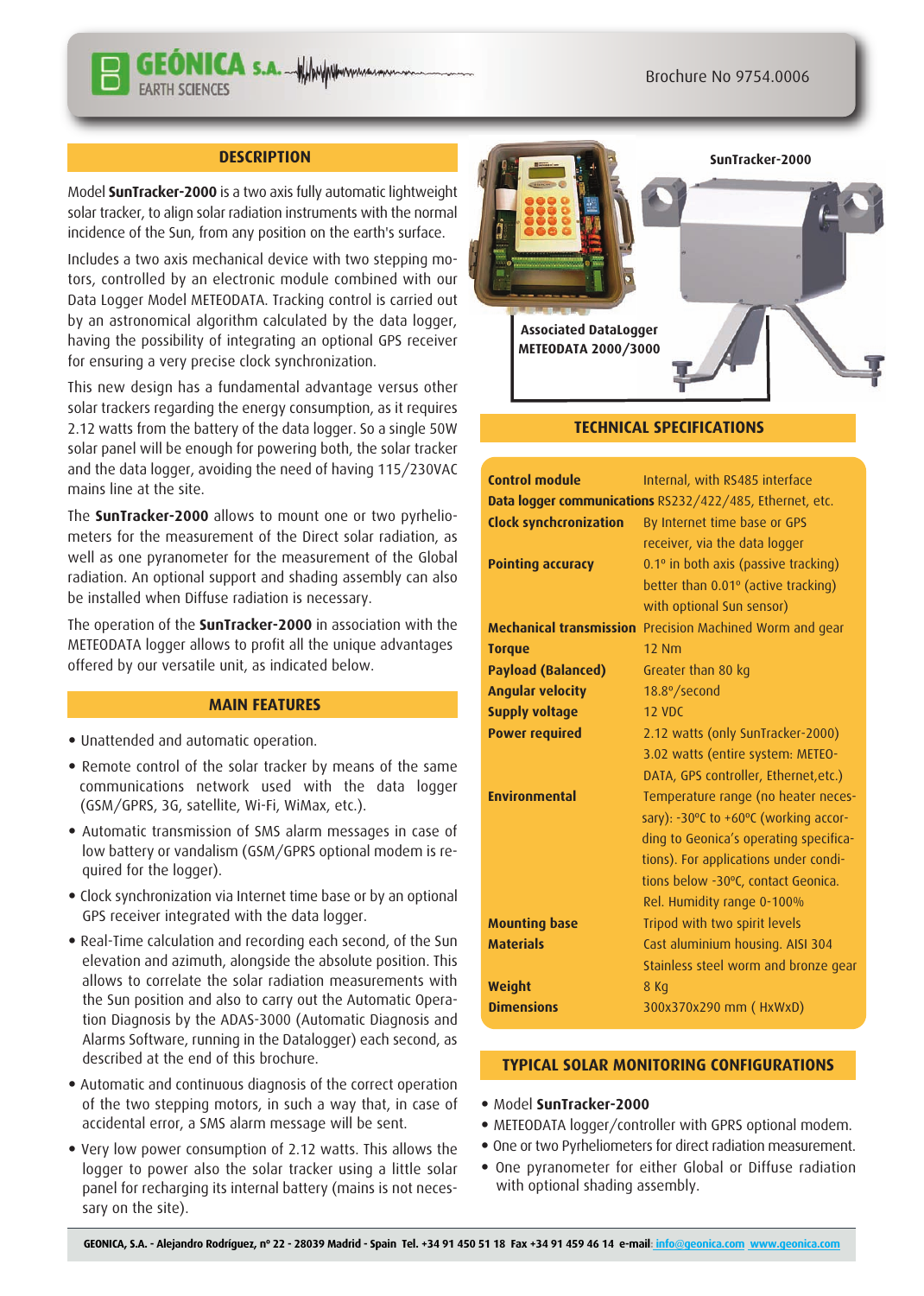Brochure No 9754.0006

## DESCRIPTION

Model **SunTracker-2000** is a two axis fully automatic lightweight solar tracker, to align solar radiation instruments with the normal incidence of the Sun, from any position on the earth's surface.

Includes a two axis mechanical device with two stepping motors, controlled by an electronic module combined with our Data Logger Model METEODATA. Tracking control is carried out by an astronomical algorithm calculated by the data logger, having the possibility of integrating an optional GPS receiver for ensuring a very precise clock synchronization.

This new design has a fundamental advantage versus other solar trackers regarding the energy consumption, as it requires 2.12 watts from the battery of the data logger. So a single 50W solar panel will be enough for powering both, the solar tracker and the data logger, avoiding the need of having 115/230VAC mains line at the site.

The **SunTracker-2000** allows to mount one or two pyrheliometers for the measurement of the Direct solar radiation, as well as one pyranometer for the measurement of the Global radiation. An optional support and shading assembly can also be installed when Diffuse radiation is necessary.

The operation of the **SunTracker-2000** in association with the METEODATA logger allows to profit all the unique advantages offered by our versatile unit, as indicated below.

## MAIN FEATURES

- Unattended and automatic operation.
- Remote control of the solar tracker by means of the same communications network used with the data logger (GSM/GPRS, 3G, satellite, Wi-Fi, WiMax, etc.).
- Automatic transmission of SMS alarm messages in case of low battery or vandalism (GSM/GPRS optional modem is required for the logger).
- Clock synchronization via Internet time base or by an optional GPS receiver integrated with the data logger.
- Real-Time calculation and recording each second, of the Sun elevation and azimuth, alongside the absolute position. This allows to correlate the solar radiation measurements with the Sun position and also to carry out the Automatic Operation Diagnosis by the ADAS-3000 (Automatic Diagnosis and Alarms Software, running in the Datalogger) each second, as described at the end of this brochure.
- Automatic and continuous diagnosis of the correct operation of the two stepping motors, in such a way that, in case of accidental error, a SMS alarm message will be sent.
- Very low power consumption of 2.12 watts. This allows the logger to power also the solar tracker using a little solar panel for recharging its internal battery (mains is not necessary on the site).

Associated DataLogger METEODATA 2000/3000

SunTracker-2000

## TECHNICAL SPECIFICATIONS

| | |
|---|---|
| **Control module** | Internal, with RS485 interface |
| **Data logger communications** | RS232/422/485, Ethernet, etc. |
| **Clock synchronization** | By Internet time base or GPS receiver, via the data logger |
| **Pointing accuracy** | 0.1º in both axis (passive tracking) better than 0.01º (active tracking) with optional Sun sensor) |
| **Mechanical transmission** | Precision Machined Worm and gear |
| **Torque** | 12 Nm |
| **Payload (Balanced)** | Greater than 80 kg |
| **Angular velocity** | 18.8º/second |
| **Supply voltage** | 12 VDC |
| **Power required** | 2.12 watts (only SunTracker-2000) 3.02 watts (entire system: METEODATA, GPS controller, Ethernet,etc.) |
| **Environmental** | Temperature range (no heater necessary): -30ºC to +60ºC (working according to Geonica's operating specifications). For applications under conditions below -30ºC, contact Geonica. Rel. Humidity range 0-100% |
| **Mounting base** | Tripod with two spirit levels |
| **Materials** | Cast aluminium housing. AISI 304 Stainless steel worm and bronze gear |
| **Weight** | 8 Kg |
| **Dimensions** | 300x370x290 mm ( HxWxD) |

## TYPICAL SOLAR MONITORING CONFIGURATIONS

- Model **SunTracker-2000**
- METEODATA logger/controller with GPRS optional modem.
- One or two Pyrheliometers for direct radiation measurement.
- One pyranometer for either Global or Diffuse radiation with optional shading assembly.

GEONICA, S.A. - Alejandro Rodríguez, nº 22 - 28039 Madrid - Spain Tel. +34 91 450 51 18 Fax +34 91 459 46 14 e-mail: info@geonica.com www.geonica.com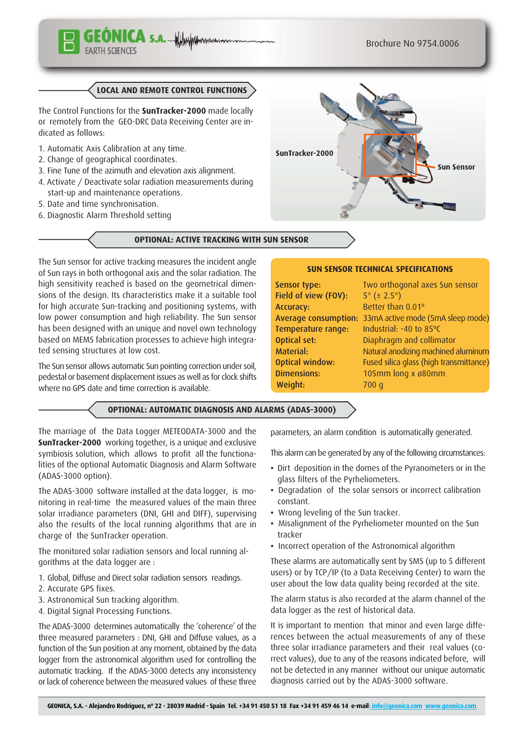## LOCAL AND REMOTE CONTROL FUNCTIONS

The Control Functions for the **SunTracker-2000** made locally or remotely from the GEO-DRC Data Receiving Center are indicated as follows:

1. Automatic Axis Calibration at any time.
2. Change of geographical coordinates.
3. Fine Tune of the azimuth and elevation axis alignment.
4. Activate / Deactivate solar radiation measurements during start-up and maintenance operations.
5. Date and time synchronisation.
6. Diagnostic Alarm Threshold setting

SunTracker-2000

Sun Sensor

## OPTIONAL: ACTIVE TRACKING WITH SUN SENSOR

The Sun sensor for active tracking measures the incident angle of Sun rays in both orthogonal axis and the solar radiation. The high sensitivity reached is based on the geometrical dimensions of the design. Its characteristics make it a suitable tool for high accurate Sun-tracking and positioning systems, with low power consumption and high reliability. The Sun sensor has been designed with an unique and novel own technology based on MEMS fabrication processes to achieve high integrated sensing structures at low cost.

The Sun sensor allows automatic Sun pointing correction under soil, pedestal or basement displacement issues as well as for clock shifts where no GPS date and time correction is available.

**SUN SENSOR TECHNICAL SPECIFICATIONS**

| | |
|---|---|
| **Sensor type:** | Two orthogonal axes Sun sensor |
| **Field of view (FOV):** | 5° (± 2.5°) |
| **Accuracy:** | Better than 0.01° |
| **Average consumption:** | 33mA active mode (5mA sleep mode) |
| **Temperature range:** | Industrial: -40 to 85°C |
| **Optical set:** | Diaphragm and collimator |
| **Material:** | Natural anodizing machined aluminum |
| **Optical window:** | Fused silica glass (high transmittance) |
| **Dimensions:** | 105mm long x ø80mm |
| **Weight:** | 700 g |

## OPTIONAL: AUTOMATIC DIAGNOSIS AND ALARMS (ADAS-3000)

The marriage of the Data Logger METEODATA-3000 and the **SunTracker-2000** working together, is a unique and exclusive symbiosis solution, which allows to profit all the functionalities of the optional Automatic Diagnosis and Alarm Software (ADAS-3000 option).

The ADAS-3000 software installed at the data logger, is monitoring in real-time the measured values of the main three solar irradiance parameters (DNI, GHI and DIFF), supervising also the results of the local running algorithms that are in charge of the SunTracker operation.

The monitored solar radiation sensors and local running algorithms at the data logger are :

1. Global, Diffuse and Direct solar radiation sensors readings.
2. Accurate GPS fixes.
3. Astronomical Sun tracking algorithm.
4. Digital Signal Processing Functions.

The ADAS-3000 determines automatically the 'coherence' of the three measured parameters : DNI, GHI and Diffuse values, as a function of the Sun position at any moment, obtained by the data logger from the astronomical algorithm used for controlling the automatic tracking. If the ADAS-3000 detects any inconsistency or lack of coherence between the measured values of these three parameters, an alarm condition is automatically generated.

This alarm can be generated by any of the following circumstances:

- Dirt deposition in the domes of the Pyranometers or in the glass filters of the Pyrheliometers.
- Degradation of the solar sensors or incorrect calibration constant.
- Wrong leveling of the Sun tracker.
- Misalignment of the Pyrheliometer mounted on the Sun tracker
- Incorrect operation of the Astronomical algorithm

These alarms are automatically sent by SMS (up to 5 different users) or by TCP/IP (to a Data Receiving Center) to warn the user about the low data quality being recorded at the site.

The alarm status is also recorded at the alarm channel of the data logger as the rest of historical data.

It is important to mention that minor and even large differences between the actual measurements of any of these three solar irradiance parameters and their real values (correct values), due to any of the reasons indicated before, will not be detected in any manner without our unique automatic diagnosis carried out by the ADAS-3000 software.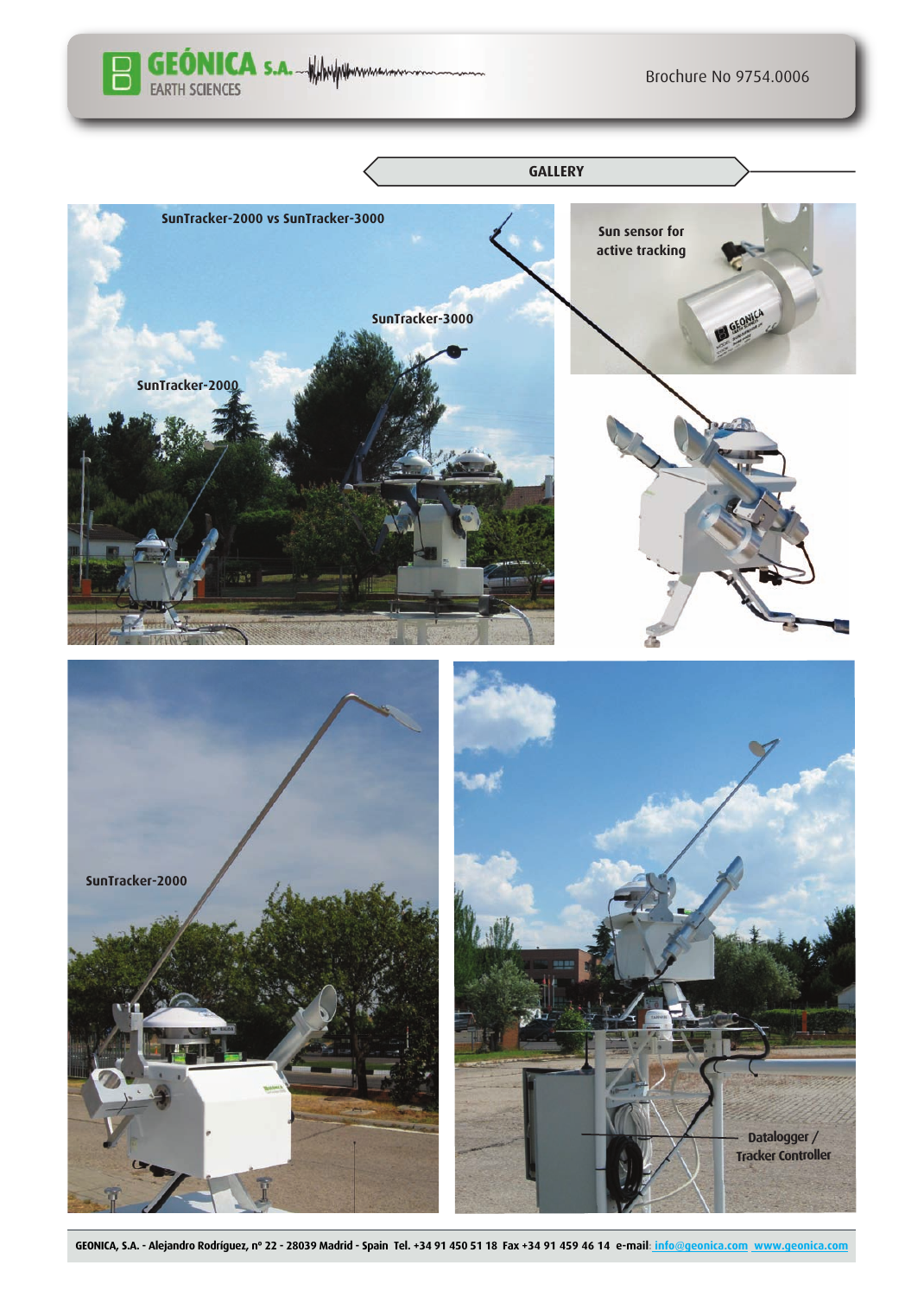## GALLERY

SunTracker-2000 vs SunTracker-3000

SunTracker-3000

SunTracker-2000

Sun sensor for active tracking

SunTracker-2000

Datalogger / Tracker Controller